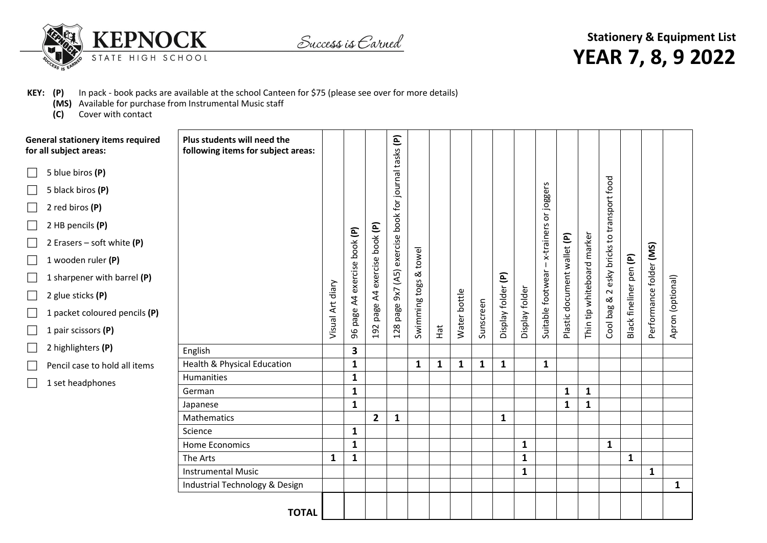KEPNOCK STATE HIGH SCHOOL

*Success is Earned*

# Stationery & Equipment List
# YEAR 7, 8, 9 2022

**KEY:** **(P)** In pack - book packs are available at the school Canteen for $75 (please see over for more details)
**(MS)** Available for purchase from Instrumental Music staff
**(C)** Cover with contact

**General stationery items required for all subject areas:**

- ☐ 5 blue biros **(P)**
- ☐ 5 black biros **(P)**
- ☐ 2 red biros **(P)**
- ☐ 2 HB pencils **(P)**
- ☐ 2 Erasers – soft white **(P)**
- ☐ 1 wooden ruler **(P)**
- ☐ 1 sharpener with barrel **(P)**
- ☐ 2 glue sticks **(P)**
- ☐ 1 packet coloured pencils **(P)**
- ☐ 1 pair scissors **(P)**
- ☐ 2 highlighters **(P)**
- ☐ Pencil case to hold all items
- ☐ 1 set headphones

| Plus students will need the following items for subject areas: | Visual Art diary | 96 page A4 exercise book **(P)** | 192 page A4 exercise book **(P)** | 128 page 9x7 (A5) exercise book for journal tasks **(P)** | Swimming togs & towel | Hat | Water bottle | Sunscreen | Display folder **(P)** | Display folder | Suitable footwear – x-trainers or joggers | Plastic document wallet **(P)** | Thin tip whiteboard marker | Cool bag & 2 esky bricks to transport food | Black fineliner pen **(P)** | Performance folder **(MS)** | Apron (optional) |
|---|---|---|---|---|---|---|---|---|---|---|---|---|---|---|---|---|---|
| English | | **3** | | | | | | | | | | | | | | | |
| Health & Physical Education | | **1** | | | **1** | **1** | **1** | **1** | **1** | | **1** | | | | | | |
| Humanities | | **1** | | | | | | | | | | | | | | | |
| German | | **1** | | | | | | | | | | **1** | **1** | | | | |
| Japanese | | **1** | | | | | | | | | | **1** | **1** | | | | |
| Mathematics | | | **2** | **1** | | | | | **1** | | | | | | | | |
| Science | | **1** | | | | | | | | | | | | | | | |
| Home Economics | | **1** | | | | | | | | **1** | | | | **1** | | | |
| The Arts | **1** | **1** | | | | | | | | **1** | | | | | **1** | | |
| Instrumental Music | | | | | | | | | | **1** | | | | | | **1** | |
| Industrial Technology & Design | | | | | | | | | | | | | | | | | **1** |
| **TOTAL** | | | | | | | | | | | | | | | | | |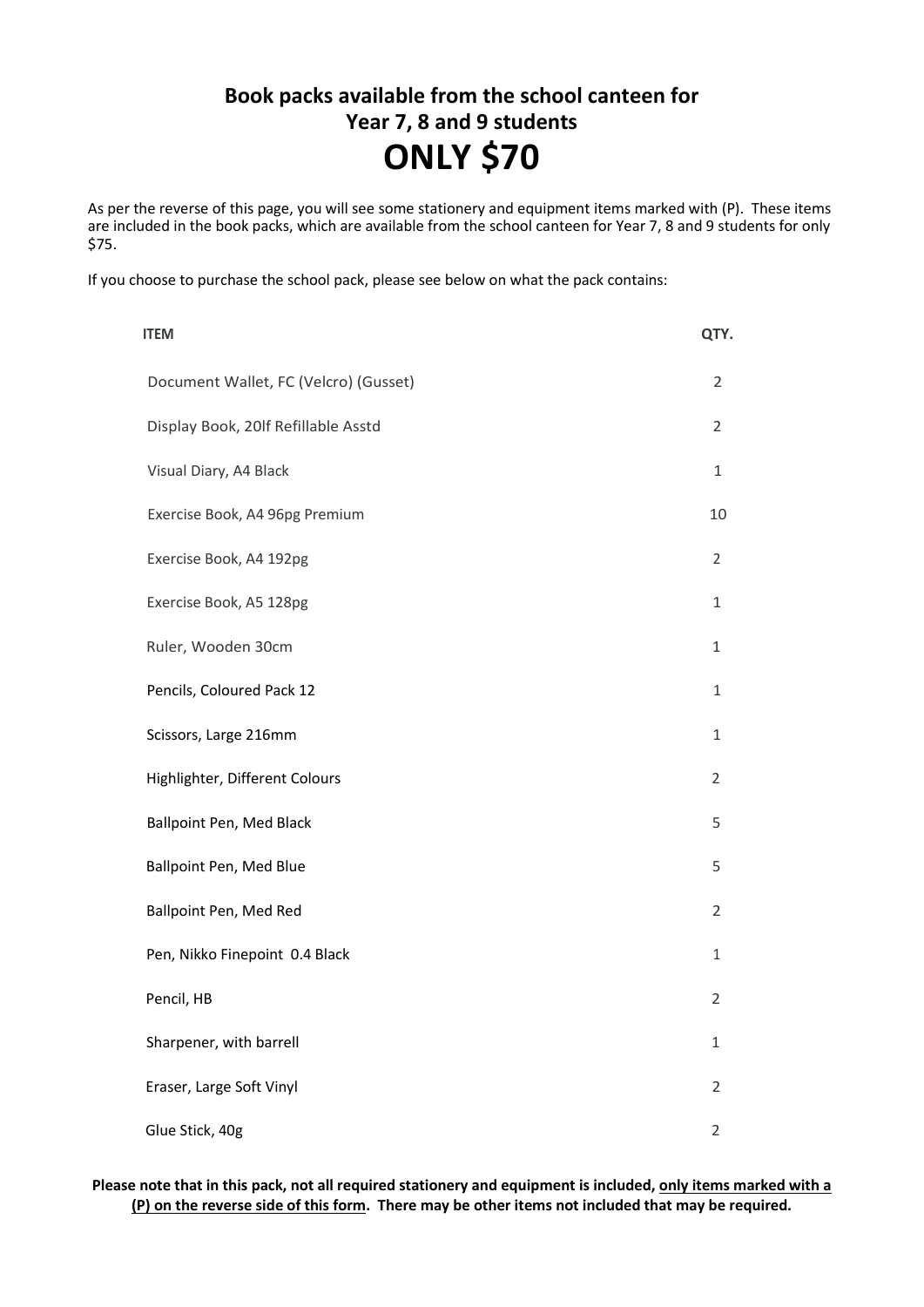# Book packs available from the school canteen for Year 7, 8 and 9 students

# ONLY $70

As per the reverse of this page, you will see some stationery and equipment items marked with (P). These items are included in the book packs, which are available from the school canteen for Year 7, 8 and 9 students for only $75.

If you choose to purchase the school pack, please see below on what the pack contains:

| ITEM | QTY. |
|---|---|
| Document Wallet, FC (Velcro) (Gusset) | 2 |
| Display Book, 20lf Refillable Asstd | 2 |
| Visual Diary, A4 Black | 1 |
| Exercise Book, A4 96pg Premium | 10 |
| Exercise Book, A4 192pg | 2 |
| Exercise Book, A5 128pg | 1 |
| Ruler, Wooden 30cm | 1 |
| Pencils, Coloured Pack 12 | 1 |
| Scissors, Large 216mm | 1 |
| Highlighter, Different Colours | 2 |
| Ballpoint Pen, Med Black | 5 |
| Ballpoint Pen, Med Blue | 5 |
| Ballpoint Pen, Med Red | 2 |
| Pen, Nikko Finepoint 0.4 Black | 1 |
| Pencil, HB | 2 |
| Sharpener, with barrell | 1 |
| Eraser, Large Soft Vinyl | 2 |
| Glue Stick, 40g | 2 |

**Please note that in this pack, not all required stationery and equipment is included, <u>only items marked with a (P) on the reverse side of this form</u>. There may be other items not included that may be required.**